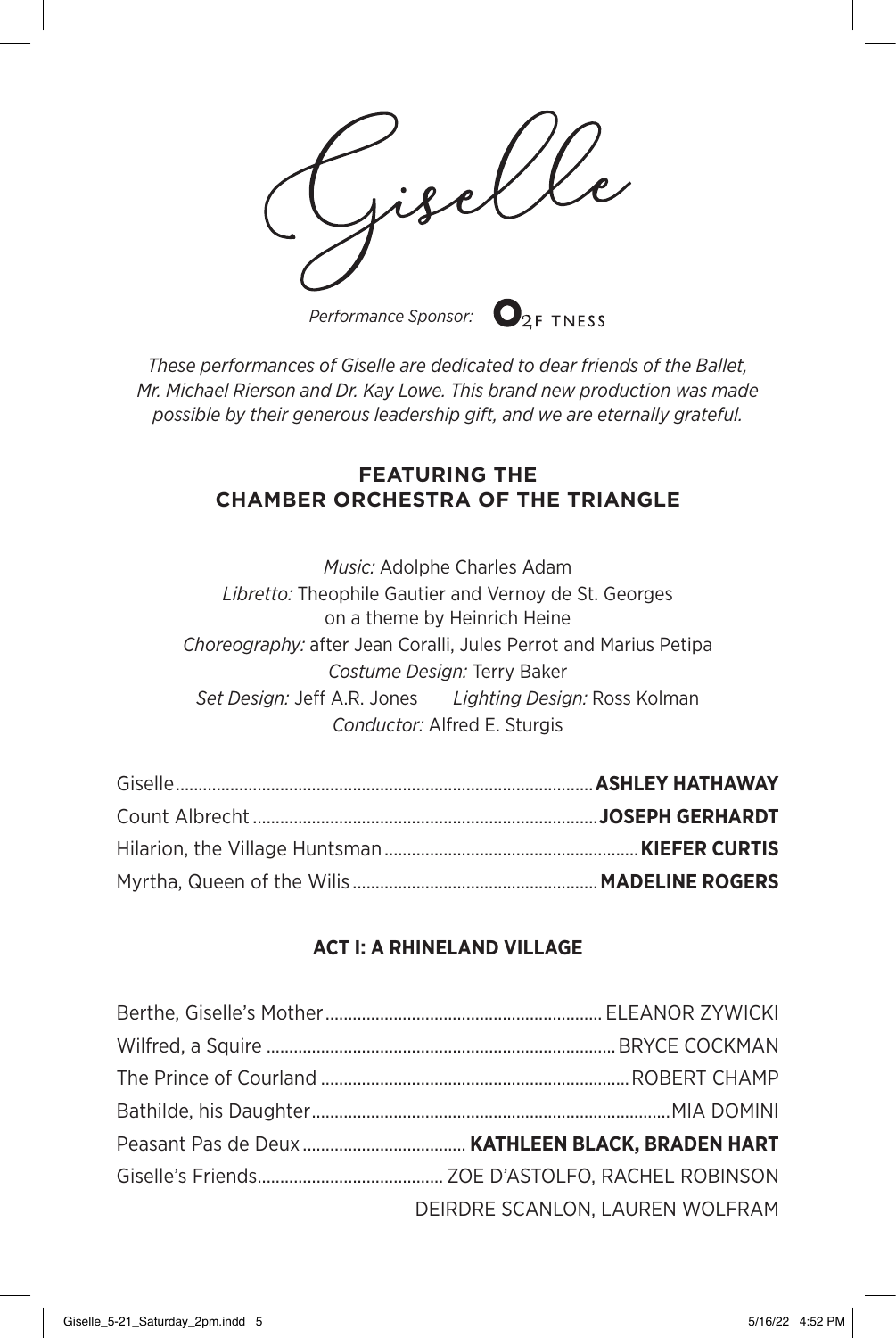# Giselle

*Performance Sponsor:* O2 FITNESS

*These performances of Giselle are dedicated to dear friends of the Ballet, Mr. Michael Rierson and Dr. Kay Lowe. This brand new production was made possible by their generous leadership gift, and we are eternally grateful.*

## FEATURING THE CHAMBER ORCHESTRA OF THE TRIANGLE

*Music:* Adolphe Charles Adam
*Libretto:* Theophile Gautier and Vernoy de St. Georges on a theme by Heinrich Heine
*Choreography:* after Jean Coralli, Jules Perrot and Marius Petipa
*Costume Design:* Terry Baker
*Set Design:* Jeff A.R. Jones *Lighting Design:* Ross Kolman
*Conductor:* Alfred E. Sturgis

Giselle .......... **ASHLEY HATHAWAY**
Count Albrecht .......... **JOSEPH GERHARDT**
Hilarion, the Village Huntsman .......... **KIEFER CURTIS**
Myrtha, Queen of the Wilis .......... **MADELINE ROGERS**

### ACT I: A RHINELAND VILLAGE

Berthe, Giselle's Mother .......... ELEANOR ZYWICKI
Wilfred, a Squire .......... BRYCE COCKMAN
The Prince of Courland .......... ROBERT CHAMP
Bathilde, his Daughter .......... MIA DOMINI
Peasant Pas de Deux .......... **KATHLEEN BLACK, BRADEN HART**
Giselle's Friends .......... ZOE D'ASTOLFO, RACHEL ROBINSON
DEIRDRE SCANLON, LAUREN WOLFRAM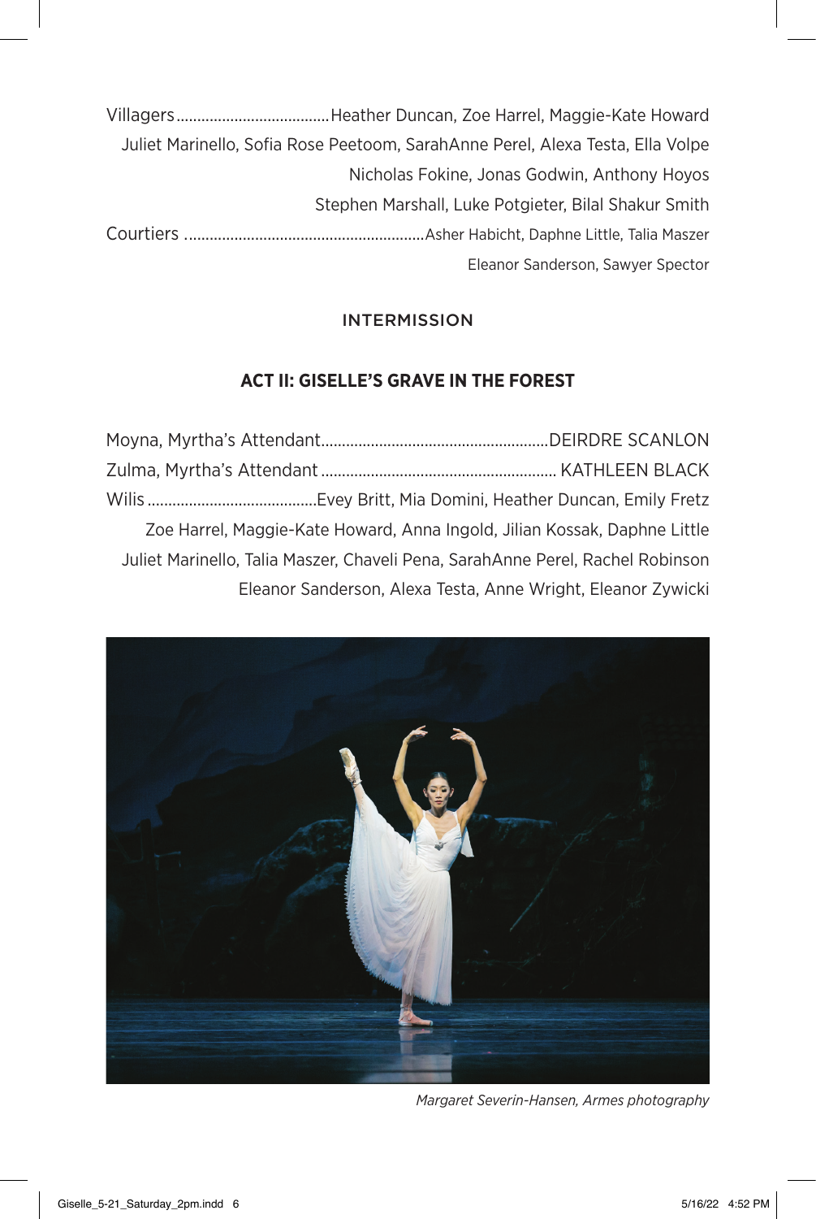Villagers....................................Heather Duncan, Zoe Harrel, Maggie-Kate Howard
Juliet Marinello, Sofia Rose Peetoom, SarahAnne Perel, Alexa Testa, Ella Volpe
Nicholas Fokine, Jonas Godwin, Anthony Hoyos
Stephen Marshall, Luke Potgieter, Bilal Shakur Smith

Courtiers .........................................................Asher Habicht, Daphne Little, Talia Maszer
Eleanor Sanderson, Sawyer Spector

INTERMISSION

## ACT II: GISELLE'S GRAVE IN THE FOREST

Moyna, Myrtha's Attendant......................................................DEIRDRE SCANLON

Zulma, Myrtha's Attendant........................................................ KATHLEEN BLACK

Wilis.........................................Evey Britt, Mia Domini, Heather Duncan, Emily Fretz
Zoe Harrel, Maggie-Kate Howard, Anna Ingold, Jilian Kossak, Daphne Little
Juliet Marinello, Talia Maszer, Chaveli Pena, SarahAnne Perel, Rachel Robinson
Eleanor Sanderson, Alexa Testa, Anne Wright, Eleanor Zywicki

*Margaret Severin-Hansen, Armes photography*